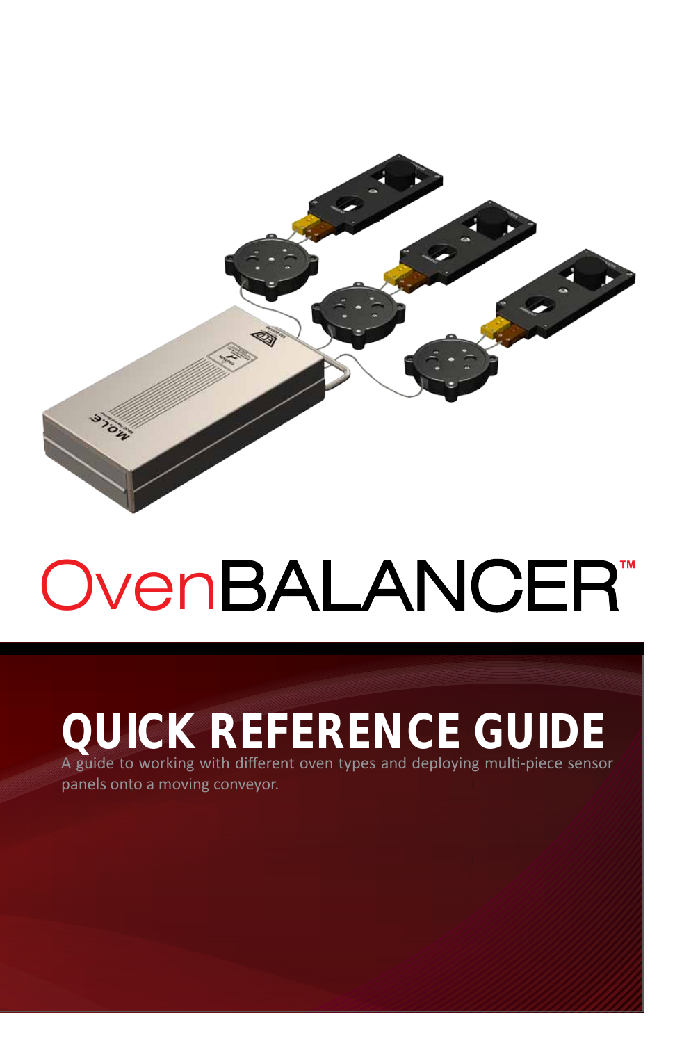# OvenBALANCER™

## QUICK REFERENCE GUIDE

A guide to working with different oven types and deploying multi-piece sensor panels onto a moving conveyor.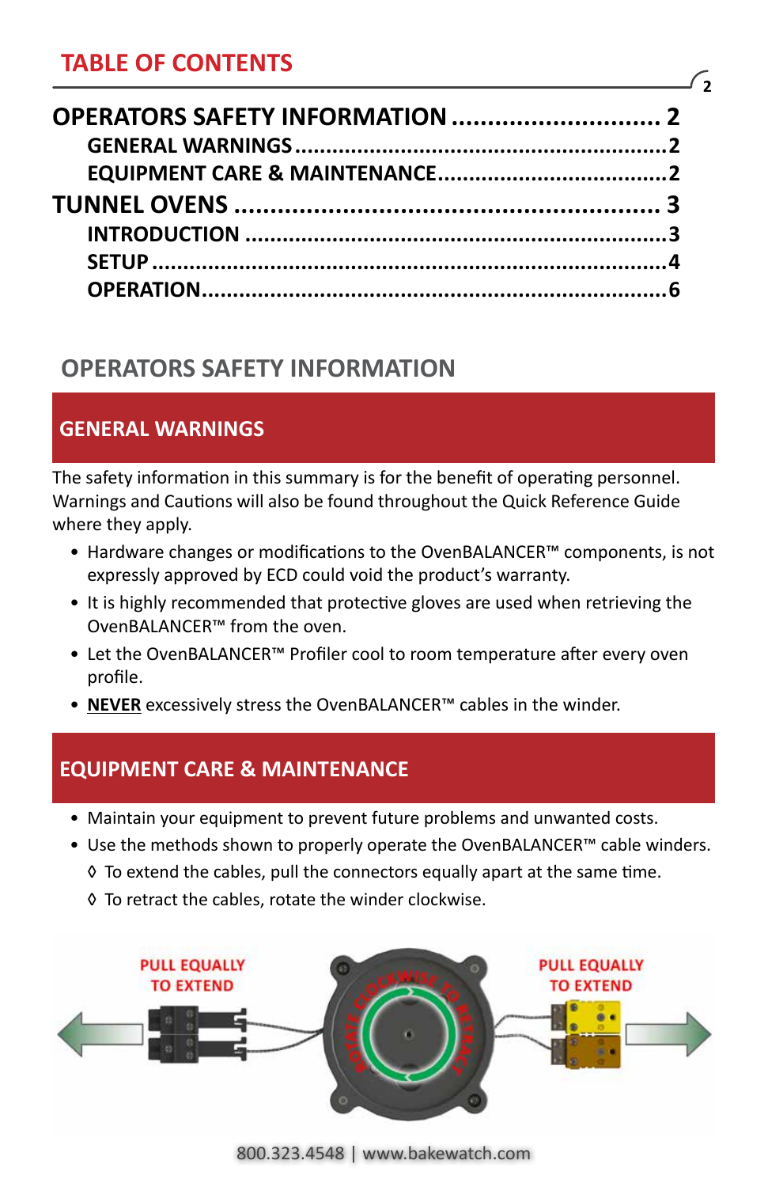## TABLE OF CONTENTS

| | |
|---|---|
| **OPERATORS SAFETY INFORMATION** | **2** |
| GENERAL WARNINGS | 2 |
| EQUIPMENT CARE & MAINTENANCE | 2 |
| **TUNNEL OVENS** | **3** |
| INTRODUCTION | 3 |
| SETUP | 4 |
| OPERATION | 6 |

## OPERATORS SAFETY INFORMATION

### GENERAL WARNINGS

The safety information in this summary is for the benefit of operating personnel. Warnings and Cautions will also be found throughout the Quick Reference Guide where they apply.

- Hardware changes or modifications to the OvenBALANCER™ components, is not expressly approved by ECD could void the product's warranty.
- It is highly recommended that protective gloves are used when retrieving the OvenBALANCER™ from the oven.
- Let the OvenBALANCER™ Profiler cool to room temperature after every oven profile.
- **NEVER** excessively stress the OvenBALANCER™ cables in the winder.

### EQUIPMENT CARE & MAINTENANCE

- Maintain your equipment to prevent future problems and unwanted costs.
- Use the methods shown to properly operate the OvenBALANCER™ cable winders.
  - ◊ To extend the cables, pull the connectors equally apart at the same time.
  - ◊ To retract the cables, rotate the winder clockwise.

PULL EQUALLY TO EXTEND | ROTATE CLOCKWISE TO RETRACT | PULL EQUALLY TO EXTEND

800.323.4548 | www.bakewatch.com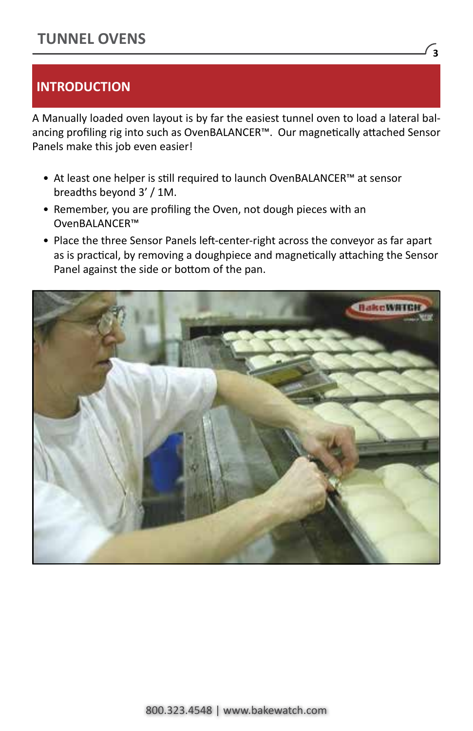## INTRODUCTION

A Manually loaded oven layout is by far the easiest tunnel oven to load a lateral balancing profiling rig into such as OvenBALANCER™. Our magnetically attached Sensor Panels make this job even easier!

- At least one helper is still required to launch OvenBALANCER™ at sensor breadths beyond 3' / 1M.
- Remember, you are profiling the Oven, not dough pieces with an OvenBALANCER™
- Place the three Sensor Panels left-center-right across the conveyor as far apart as is practical, by removing a doughpiece and magnetically attaching the Sensor Panel against the side or bottom of the pan.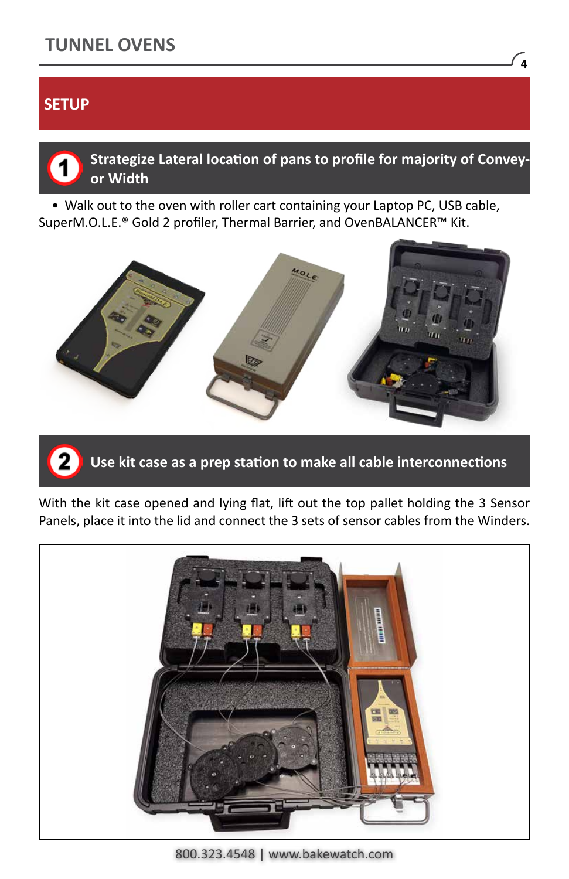# TUNNEL OVENS

## SETUP

### 1 Strategize Lateral location of pans to profile for majority of Conveyor Width

- Walk out to the oven with roller cart containing your Laptop PC, USB cable, SuperM.O.L.E.® Gold 2 profiler, Thermal Barrier, and OvenBALANCER™ Kit.

### 2 Use kit case as a prep station to make all cable interconnections

With the kit case opened and lying flat, lift out the top pallet holding the 3 Sensor Panels, place it into the lid and connect the 3 sets of sensor cables from the Winders.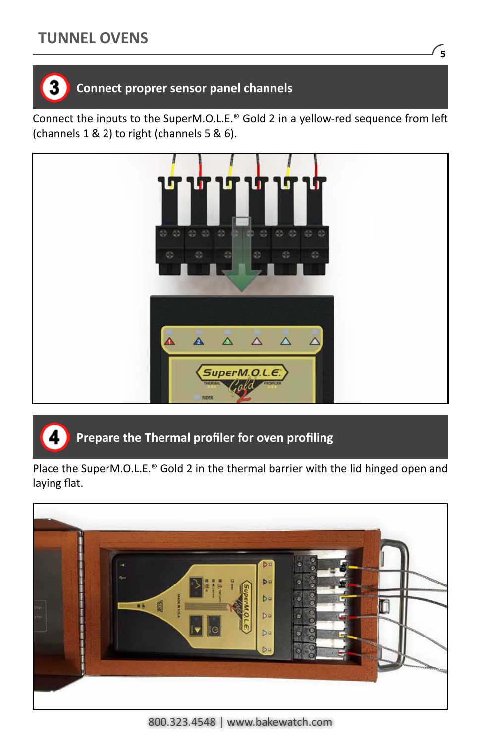## 3 Connect proprer sensor panel channels

Connect the inputs to the SuperM.O.L.E.® Gold 2 in a yellow-red sequence from left (channels 1 & 2) to right (channels 5 & 6).

## 4 Prepare the Thermal profiler for oven profiling

Place the SuperM.O.L.E.® Gold 2 in the thermal barrier with the lid hinged open and laying flat.

800.323.4548 | www.bakewatch.com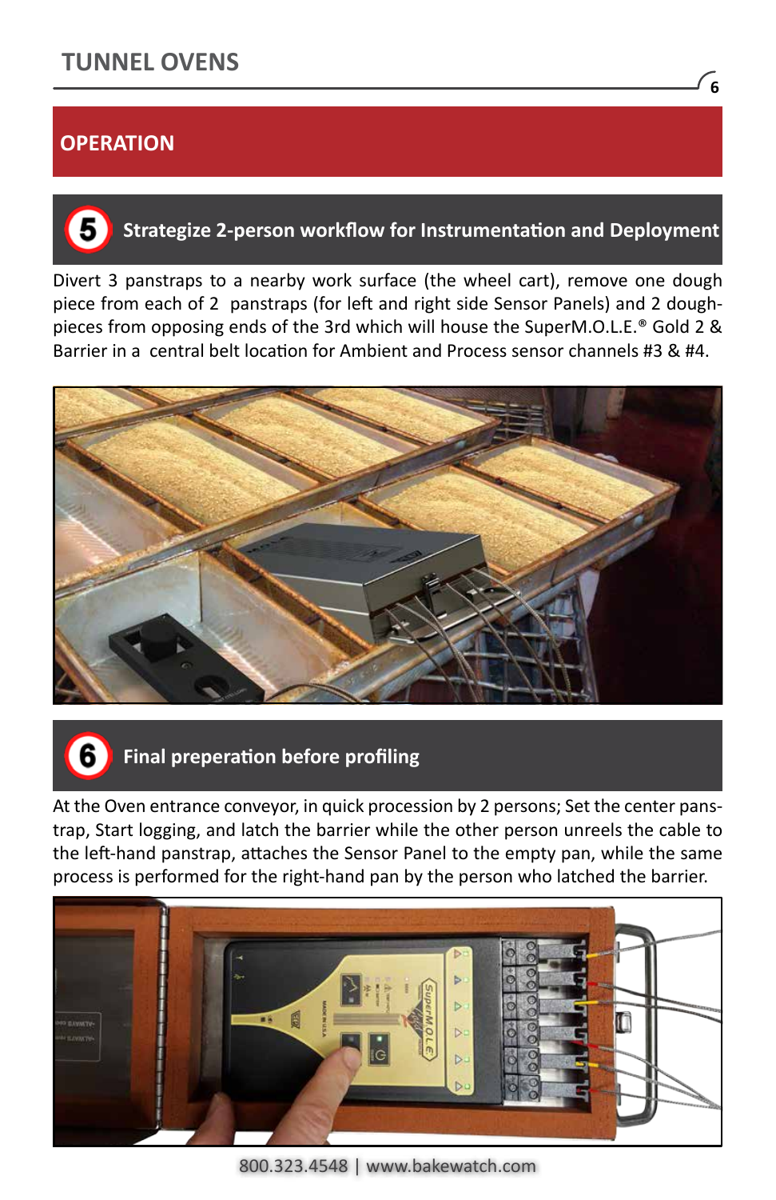## OPERATION

### 5 Strategize 2-person workflow for Instrumentation and Deployment

Divert 3 panstraps to a nearby work surface (the wheel cart), remove one dough piece from each of 2 panstraps (for left and right side Sensor Panels) and 2 dough-pieces from opposing ends of the 3rd which will house the SuperM.O.L.E.® Gold 2 & Barrier in a central belt location for Ambient and Process sensor channels #3 & #4.

### 6 Final preperation before profiling

At the Oven entrance conveyor, in quick procession by 2 persons; Set the center panstrap, Start logging, and latch the barrier while the other person unreels the cable to the left-hand panstrap, attaches the Sensor Panel to the empty pan, while the same process is performed for the right-hand pan by the person who latched the barrier.

800.323.4548 | www.bakewatch.com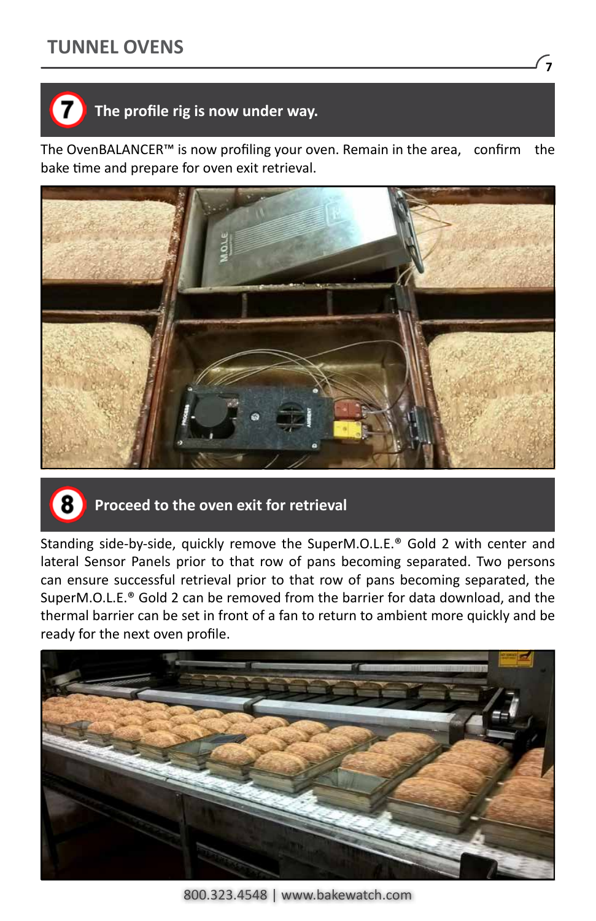## 7 The profile rig is now under way.

The OvenBALANCER™ is now profiling your oven. Remain in the area, confirm the bake time and prepare for oven exit retrieval.

## 8 Proceed to the oven exit for retrieval

Standing side-by-side, quickly remove the SuperM.O.L.E.® Gold 2 with center and lateral Sensor Panels prior to that row of pans becoming separated. Two persons can ensure successful retrieval prior to that row of pans becoming separated, the SuperM.O.L.E.® Gold 2 can be removed from the barrier for data download, and the thermal barrier can be set in front of a fan to return to ambient more quickly and be ready for the next oven profile.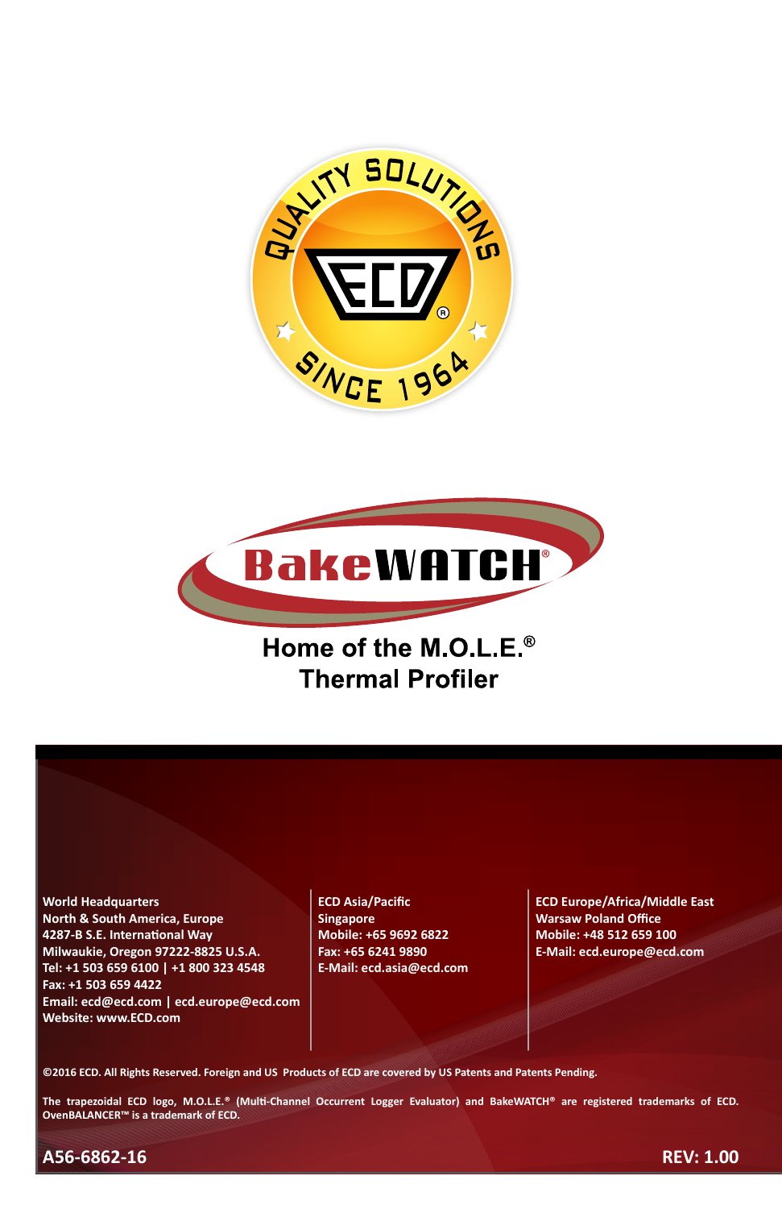QUALITY SOLUTIONS

ECD®

SINCE 1964

BakeWATCH®

Home of the M.O.L.E.®
Thermal Profiler

**World Headquarters**
**North & South America, Europe**
**4287-B S.E. International Way**
**Milwaukie, Oregon 97222-8825 U.S.A.**
**Tel: +1 503 659 6100 | +1 800 323 4548**
**Fax: +1 503 659 4422**
**Email: ecd@ecd.com | ecd.europe@ecd.com**
**Website: www.ECD.com**

**ECD Asia/Pacific**
**Singapore**
**Mobile: +65 9692 6822**
**Fax: +65 6241 9890**
**E-Mail: ecd.asia@ecd.com**

**ECD Europe/Africa/Middle East**
**Warsaw Poland Office**
**Mobile: +48 512 659 100**
**E-Mail: ecd.europe@ecd.com**

**©2016 ECD. All Rights Reserved. Foreign and US Products of ECD are covered by US Patents and Patents Pending.**

**The trapezoidal ECD logo, M.O.L.E.® (Multi-Channel Occurrent Logger Evaluator) and BakeWATCH® are registered trademarks of ECD. OvenBALANCER™ is a trademark of ECD.**

**A56-6862-16** **REV: 1.00**